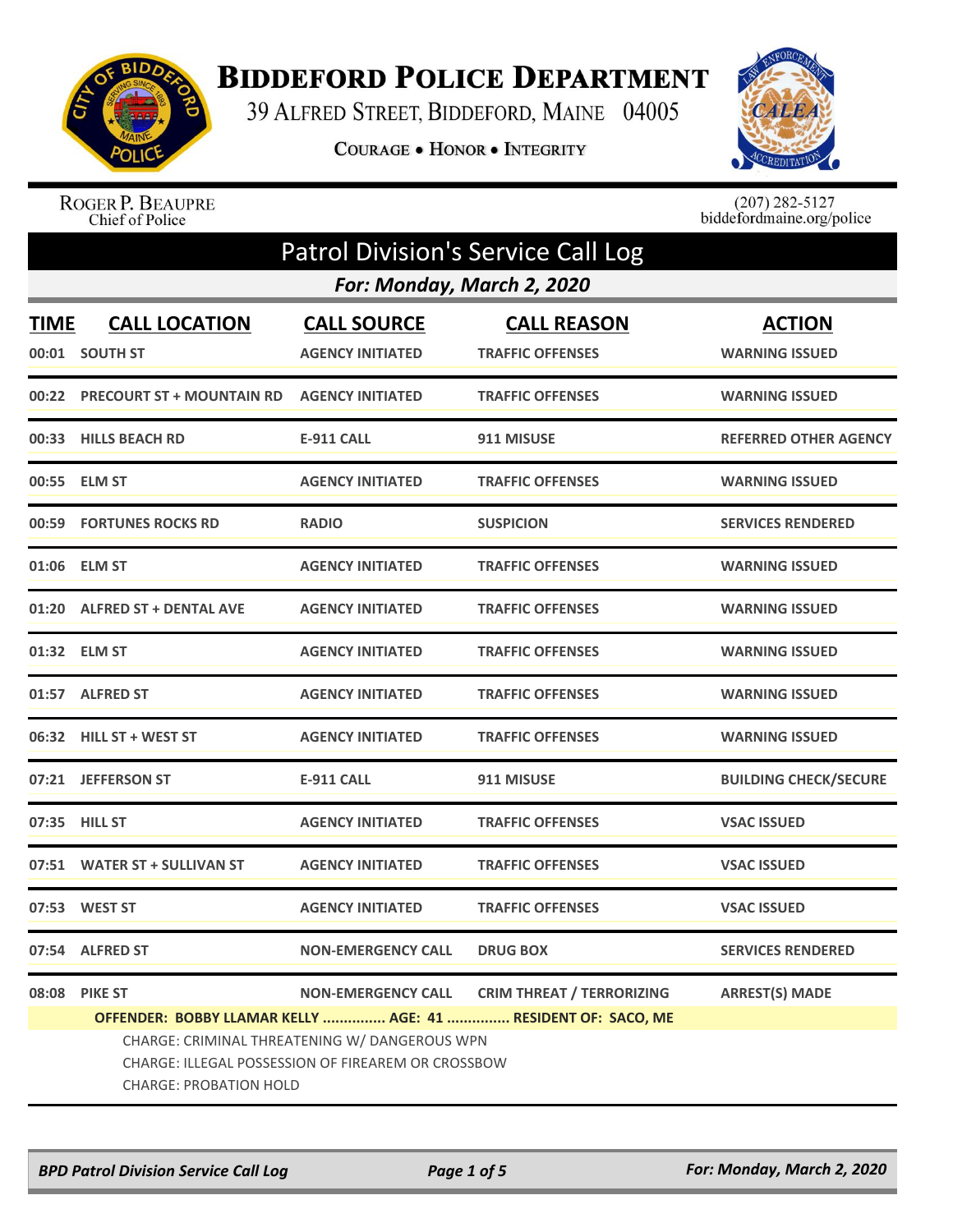# Biddeford Police Department

39 Alfred Street, Biddeford, Maine 04005

Courage • Honor • Integrity

Roger P. Beaupre
Chief of Police

(207) 282-5127
biddefordmaine.org/police

## Patrol Division's Service Call Log

### For: Monday, March 2, 2020

| TIME | CALL LOCATION | CALL SOURCE | CALL REASON | ACTION |
|---|---|---|---|---|
| 00:01 | SOUTH ST | AGENCY INITIATED | TRAFFIC OFFENSES | WARNING ISSUED |
| 00:22 | PRECOURT ST + MOUNTAIN RD | AGENCY INITIATED | TRAFFIC OFFENSES | WARNING ISSUED |
| 00:33 | HILLS BEACH RD | E-911 CALL | 911 MISUSE | REFERRED OTHER AGENCY |
| 00:55 | ELM ST | AGENCY INITIATED | TRAFFIC OFFENSES | WARNING ISSUED |
| 00:59 | FORTUNES ROCKS RD | RADIO | SUSPICION | SERVICES RENDERED |
| 01:06 | ELM ST | AGENCY INITIATED | TRAFFIC OFFENSES | WARNING ISSUED |
| 01:20 | ALFRED ST + DENTAL AVE | AGENCY INITIATED | TRAFFIC OFFENSES | WARNING ISSUED |
| 01:32 | ELM ST | AGENCY INITIATED | TRAFFIC OFFENSES | WARNING ISSUED |
| 01:57 | ALFRED ST | AGENCY INITIATED | TRAFFIC OFFENSES | WARNING ISSUED |
| 06:32 | HILL ST + WEST ST | AGENCY INITIATED | TRAFFIC OFFENSES | WARNING ISSUED |
| 07:21 | JEFFERSON ST | E-911 CALL | 911 MISUSE | BUILDING CHECK/SECURE |
| 07:35 | HILL ST | AGENCY INITIATED | TRAFFIC OFFENSES | VSAC ISSUED |
| 07:51 | WATER ST + SULLIVAN ST | AGENCY INITIATED | TRAFFIC OFFENSES | VSAC ISSUED |
| 07:53 | WEST ST | AGENCY INITIATED | TRAFFIC OFFENSES | VSAC ISSUED |
| 07:54 | ALFRED ST | NON-EMERGENCY CALL | DRUG BOX | SERVICES RENDERED |
| 08:08 | PIKE ST | NON-EMERGENCY CALL | CRIM THREAT / TERRORIZING | ARREST(S) MADE |

**OFFENDER: BOBBY LLAMAR KELLY ............... AGE: 41 ............... RESIDENT OF: SACO, ME**

CHARGE: CRIMINAL THREATENING W/ DANGEROUS WPN
CHARGE: ILLEGAL POSSESSION OF FIREAREM OR CROSSBOW
CHARGE: PROBATION HOLD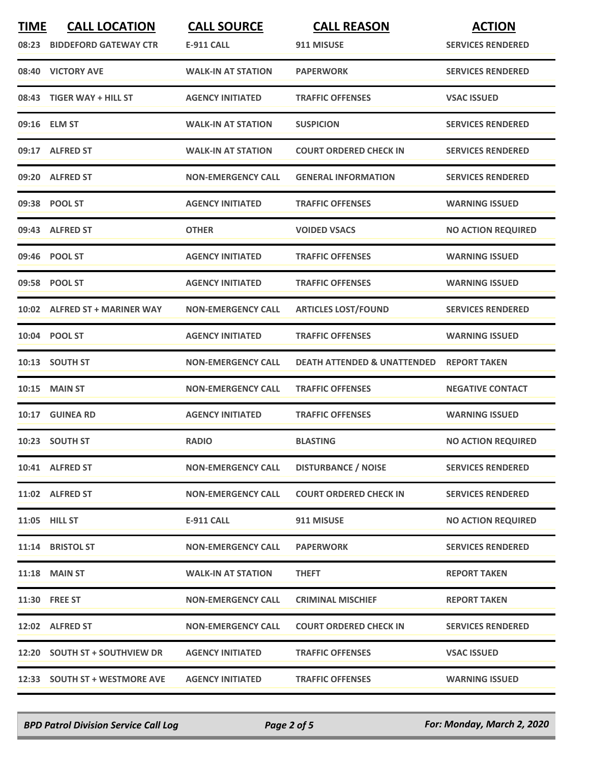| TIME | CALL LOCATION | CALL SOURCE | CALL REASON | ACTION |
|---|---|---|---|---|
| 08:23 | BIDDEFORD GATEWAY CTR | E-911 CALL | 911 MISUSE | SERVICES RENDERED |
| 08:40 | VICTORY AVE | WALK-IN AT STATION | PAPERWORK | SERVICES RENDERED |
| 08:43 | TIGER WAY + HILL ST | AGENCY INITIATED | TRAFFIC OFFENSES | VSAC ISSUED |
| 09:16 | ELM ST | WALK-IN AT STATION | SUSPICION | SERVICES RENDERED |
| 09:17 | ALFRED ST | WALK-IN AT STATION | COURT ORDERED CHECK IN | SERVICES RENDERED |
| 09:20 | ALFRED ST | NON-EMERGENCY CALL | GENERAL INFORMATION | SERVICES RENDERED |
| 09:38 | POOL ST | AGENCY INITIATED | TRAFFIC OFFENSES | WARNING ISSUED |
| 09:43 | ALFRED ST | OTHER | VOIDED VSACS | NO ACTION REQUIRED |
| 09:46 | POOL ST | AGENCY INITIATED | TRAFFIC OFFENSES | WARNING ISSUED |
| 09:58 | POOL ST | AGENCY INITIATED | TRAFFIC OFFENSES | WARNING ISSUED |
| 10:02 | ALFRED ST + MARINER WAY | NON-EMERGENCY CALL | ARTICLES LOST/FOUND | SERVICES RENDERED |
| 10:04 | POOL ST | AGENCY INITIATED | TRAFFIC OFFENSES | WARNING ISSUED |
| 10:13 | SOUTH ST | NON-EMERGENCY CALL | DEATH ATTENDED & UNATTENDED | REPORT TAKEN |
| 10:15 | MAIN ST | NON-EMERGENCY CALL | TRAFFIC OFFENSES | NEGATIVE CONTACT |
| 10:17 | GUINEA RD | AGENCY INITIATED | TRAFFIC OFFENSES | WARNING ISSUED |
| 10:23 | SOUTH ST | RADIO | BLASTING | NO ACTION REQUIRED |
| 10:41 | ALFRED ST | NON-EMERGENCY CALL | DISTURBANCE / NOISE | SERVICES RENDERED |
| 11:02 | ALFRED ST | NON-EMERGENCY CALL | COURT ORDERED CHECK IN | SERVICES RENDERED |
| 11:05 | HILL ST | E-911 CALL | 911 MISUSE | NO ACTION REQUIRED |
| 11:14 | BRISTOL ST | NON-EMERGENCY CALL | PAPERWORK | SERVICES RENDERED |
| 11:18 | MAIN ST | WALK-IN AT STATION | THEFT | REPORT TAKEN |
| 11:30 | FREE ST | NON-EMERGENCY CALL | CRIMINAL MISCHIEF | REPORT TAKEN |
| 12:02 | ALFRED ST | NON-EMERGENCY CALL | COURT ORDERED CHECK IN | SERVICES RENDERED |
| 12:20 | SOUTH ST + SOUTHVIEW DR | AGENCY INITIATED | TRAFFIC OFFENSES | VSAC ISSUED |
| 12:33 | SOUTH ST + WESTMORE AVE | AGENCY INITIATED | TRAFFIC OFFENSES | WARNING ISSUED |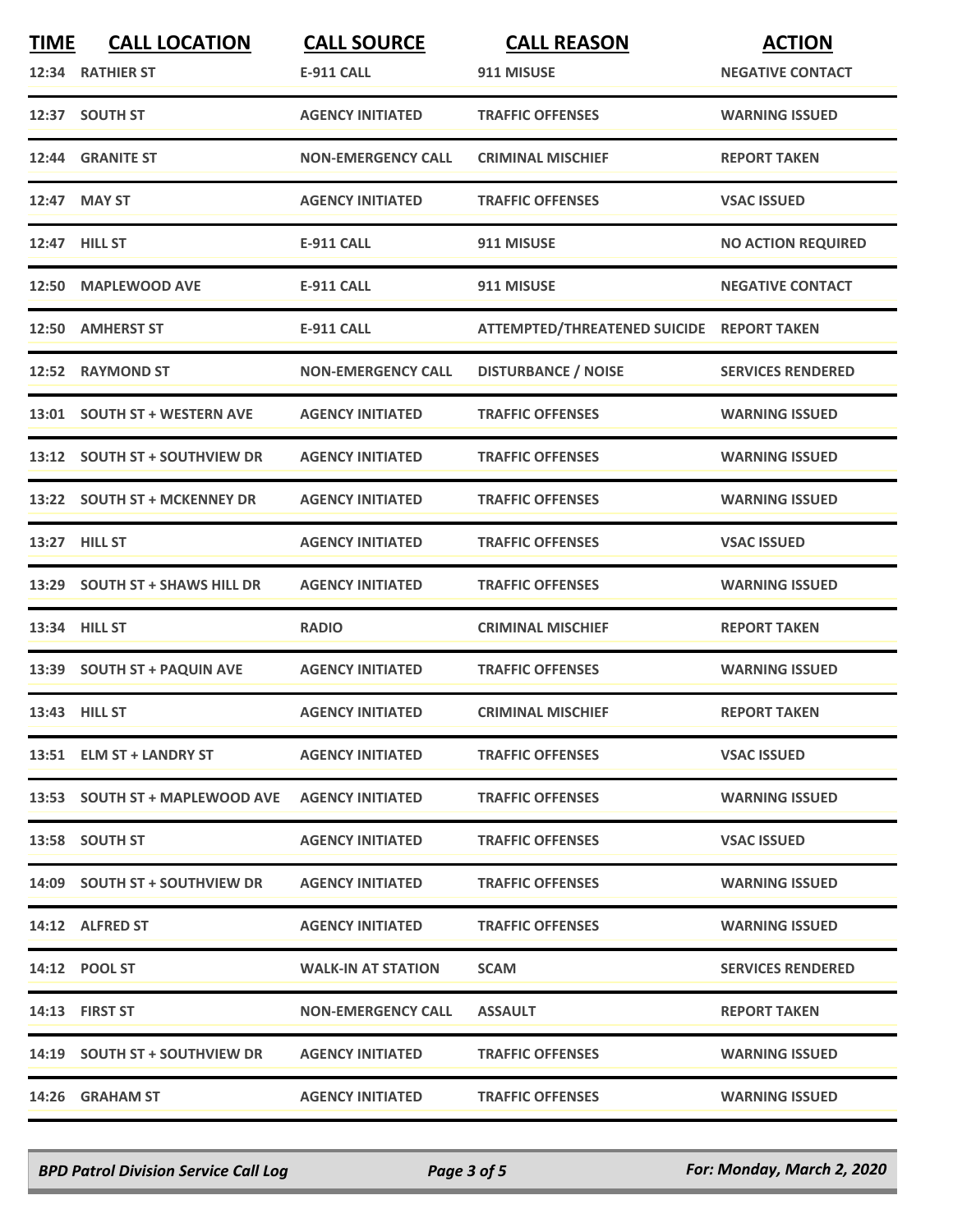| TIME | CALL LOCATION | CALL SOURCE | CALL REASON | ACTION |
| --- | --- | --- | --- | --- |
| 12:34 | RATHIER ST | E-911 CALL | 911 MISUSE | NEGATIVE CONTACT |
| 12:37 | SOUTH ST | AGENCY INITIATED | TRAFFIC OFFENSES | WARNING ISSUED |
| 12:44 | GRANITE ST | NON-EMERGENCY CALL | CRIMINAL MISCHIEF | REPORT TAKEN |
| 12:47 | MAY ST | AGENCY INITIATED | TRAFFIC OFFENSES | VSAC ISSUED |
| 12:47 | HILL ST | E-911 CALL | 911 MISUSE | NO ACTION REQUIRED |
| 12:50 | MAPLEWOOD AVE | E-911 CALL | 911 MISUSE | NEGATIVE CONTACT |
| 12:50 | AMHERST ST | E-911 CALL | ATTEMPTED/THREATENED SUICIDE | REPORT TAKEN |
| 12:52 | RAYMOND ST | NON-EMERGENCY CALL | DISTURBANCE / NOISE | SERVICES RENDERED |
| 13:01 | SOUTH ST + WESTERN AVE | AGENCY INITIATED | TRAFFIC OFFENSES | WARNING ISSUED |
| 13:12 | SOUTH ST + SOUTHVIEW DR | AGENCY INITIATED | TRAFFIC OFFENSES | WARNING ISSUED |
| 13:22 | SOUTH ST + MCKENNEY DR | AGENCY INITIATED | TRAFFIC OFFENSES | WARNING ISSUED |
| 13:27 | HILL ST | AGENCY INITIATED | TRAFFIC OFFENSES | VSAC ISSUED |
| 13:29 | SOUTH ST + SHAWS HILL DR | AGENCY INITIATED | TRAFFIC OFFENSES | WARNING ISSUED |
| 13:34 | HILL ST | RADIO | CRIMINAL MISCHIEF | REPORT TAKEN |
| 13:39 | SOUTH ST + PAQUIN AVE | AGENCY INITIATED | TRAFFIC OFFENSES | WARNING ISSUED |
| 13:43 | HILL ST | AGENCY INITIATED | CRIMINAL MISCHIEF | REPORT TAKEN |
| 13:51 | ELM ST + LANDRY ST | AGENCY INITIATED | TRAFFIC OFFENSES | VSAC ISSUED |
| 13:53 | SOUTH ST + MAPLEWOOD AVE | AGENCY INITIATED | TRAFFIC OFFENSES | WARNING ISSUED |
| 13:58 | SOUTH ST | AGENCY INITIATED | TRAFFIC OFFENSES | VSAC ISSUED |
| 14:09 | SOUTH ST + SOUTHVIEW DR | AGENCY INITIATED | TRAFFIC OFFENSES | WARNING ISSUED |
| 14:12 | ALFRED ST | AGENCY INITIATED | TRAFFIC OFFENSES | WARNING ISSUED |
| 14:12 | POOL ST | WALK-IN AT STATION | SCAM | SERVICES RENDERED |
| 14:13 | FIRST ST | NON-EMERGENCY CALL | ASSAULT | REPORT TAKEN |
| 14:19 | SOUTH ST + SOUTHVIEW DR | AGENCY INITIATED | TRAFFIC OFFENSES | WARNING ISSUED |
| 14:26 | GRAHAM ST | AGENCY INITIATED | TRAFFIC OFFENSES | WARNING ISSUED |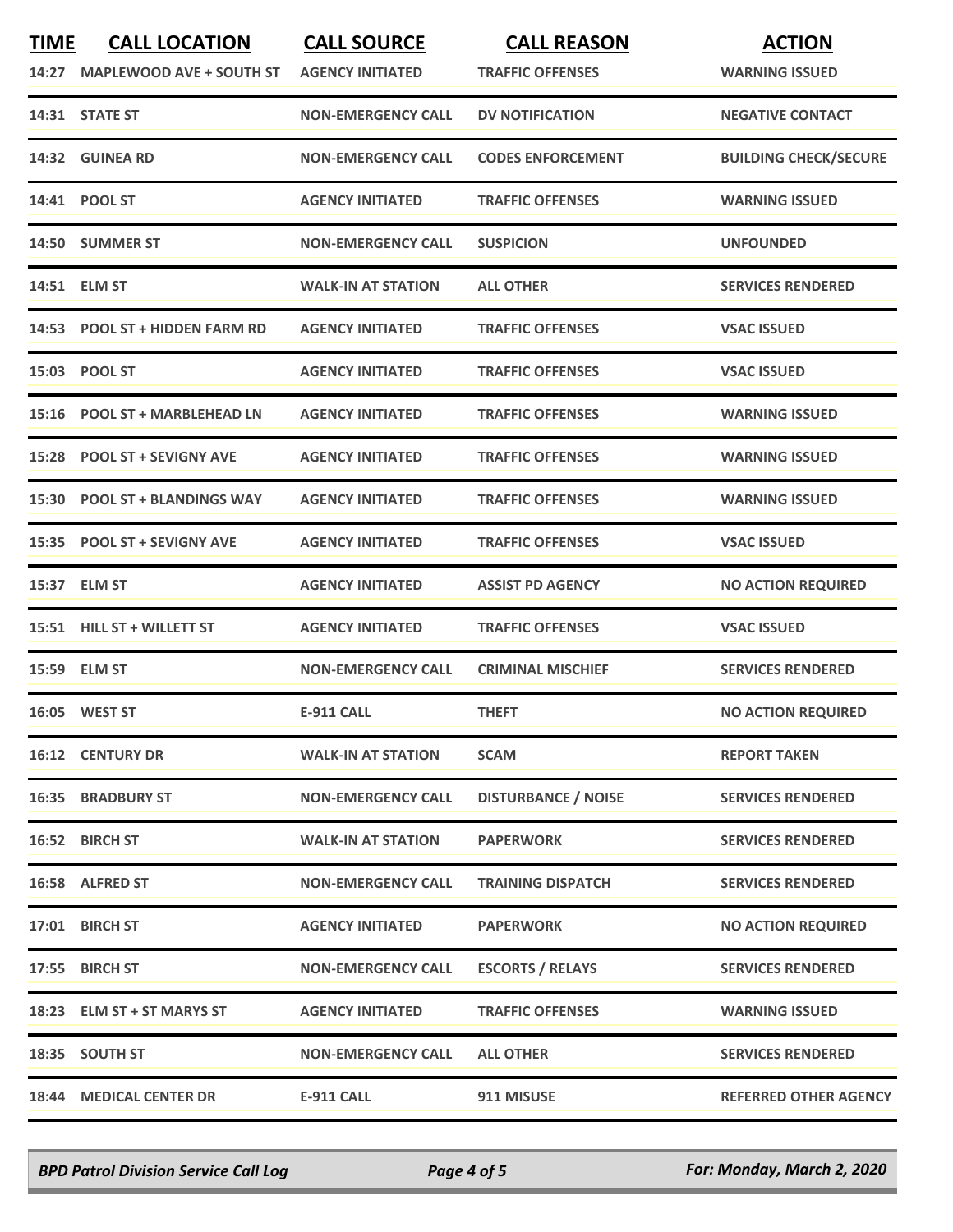| TIME | CALL LOCATION | CALL SOURCE | CALL REASON | ACTION |
| --- | --- | --- | --- | --- |
| 14:27 | MAPLEWOOD AVE + SOUTH ST | AGENCY INITIATED | TRAFFIC OFFENSES | WARNING ISSUED |
| 14:31 | STATE ST | NON-EMERGENCY CALL | DV NOTIFICATION | NEGATIVE CONTACT |
| 14:32 | GUINEA RD | NON-EMERGENCY CALL | CODES ENFORCEMENT | BUILDING CHECK/SECURE |
| 14:41 | POOL ST | AGENCY INITIATED | TRAFFIC OFFENSES | WARNING ISSUED |
| 14:50 | SUMMER ST | NON-EMERGENCY CALL | SUSPICION | UNFOUNDED |
| 14:51 | ELM ST | WALK-IN AT STATION | ALL OTHER | SERVICES RENDERED |
| 14:53 | POOL ST + HIDDEN FARM RD | AGENCY INITIATED | TRAFFIC OFFENSES | VSAC ISSUED |
| 15:03 | POOL ST | AGENCY INITIATED | TRAFFIC OFFENSES | VSAC ISSUED |
| 15:16 | POOL ST + MARBLEHEAD LN | AGENCY INITIATED | TRAFFIC OFFENSES | WARNING ISSUED |
| 15:28 | POOL ST + SEVIGNY AVE | AGENCY INITIATED | TRAFFIC OFFENSES | WARNING ISSUED |
| 15:30 | POOL ST + BLANDINGS WAY | AGENCY INITIATED | TRAFFIC OFFENSES | WARNING ISSUED |
| 15:35 | POOL ST + SEVIGNY AVE | AGENCY INITIATED | TRAFFIC OFFENSES | VSAC ISSUED |
| 15:37 | ELM ST | AGENCY INITIATED | ASSIST PD AGENCY | NO ACTION REQUIRED |
| 15:51 | HILL ST + WILLETT ST | AGENCY INITIATED | TRAFFIC OFFENSES | VSAC ISSUED |
| 15:59 | ELM ST | NON-EMERGENCY CALL | CRIMINAL MISCHIEF | SERVICES RENDERED |
| 16:05 | WEST ST | E-911 CALL | THEFT | NO ACTION REQUIRED |
| 16:12 | CENTURY DR | WALK-IN AT STATION | SCAM | REPORT TAKEN |
| 16:35 | BRADBURY ST | NON-EMERGENCY CALL | DISTURBANCE / NOISE | SERVICES RENDERED |
| 16:52 | BIRCH ST | WALK-IN AT STATION | PAPERWORK | SERVICES RENDERED |
| 16:58 | ALFRED ST | NON-EMERGENCY CALL | TRAINING DISPATCH | SERVICES RENDERED |
| 17:01 | BIRCH ST | AGENCY INITIATED | PAPERWORK | NO ACTION REQUIRED |
| 17:55 | BIRCH ST | NON-EMERGENCY CALL | ESCORTS / RELAYS | SERVICES RENDERED |
| 18:23 | ELM ST + ST MARYS ST | AGENCY INITIATED | TRAFFIC OFFENSES | WARNING ISSUED |
| 18:35 | SOUTH ST | NON-EMERGENCY CALL | ALL OTHER | SERVICES RENDERED |
| 18:44 | MEDICAL CENTER DR | E-911 CALL | 911 MISUSE | REFERRED OTHER AGENCY |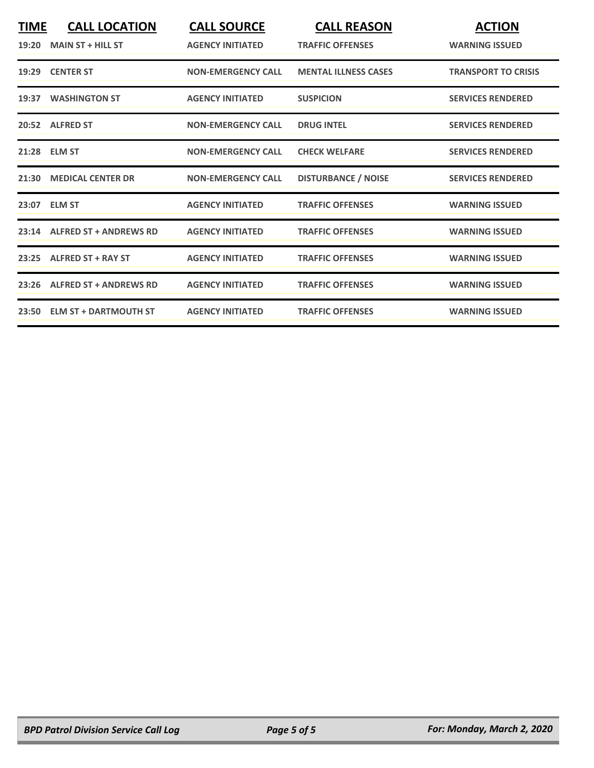| TIME | CALL LOCATION | CALL SOURCE | CALL REASON | ACTION |
|---|---|---|---|---|
| 19:20 | MAIN ST + HILL ST | AGENCY INITIATED | TRAFFIC OFFENSES | WARNING ISSUED |
| 19:29 | CENTER ST | NON-EMERGENCY CALL | MENTAL ILLNESS CASES | TRANSPORT TO CRISIS |
| 19:37 | WASHINGTON ST | AGENCY INITIATED | SUSPICION | SERVICES RENDERED |
| 20:52 | ALFRED ST | NON-EMERGENCY CALL | DRUG INTEL | SERVICES RENDERED |
| 21:28 | ELM ST | NON-EMERGENCY CALL | CHECK WELFARE | SERVICES RENDERED |
| 21:30 | MEDICAL CENTER DR | NON-EMERGENCY CALL | DISTURBANCE / NOISE | SERVICES RENDERED |
| 23:07 | ELM ST | AGENCY INITIATED | TRAFFIC OFFENSES | WARNING ISSUED |
| 23:14 | ALFRED ST + ANDREWS RD | AGENCY INITIATED | TRAFFIC OFFENSES | WARNING ISSUED |
| 23:25 | ALFRED ST + RAY ST | AGENCY INITIATED | TRAFFIC OFFENSES | WARNING ISSUED |
| 23:26 | ALFRED ST + ANDREWS RD | AGENCY INITIATED | TRAFFIC OFFENSES | WARNING ISSUED |
| 23:50 | ELM ST + DARTMOUTH ST | AGENCY INITIATED | TRAFFIC OFFENSES | WARNING ISSUED |